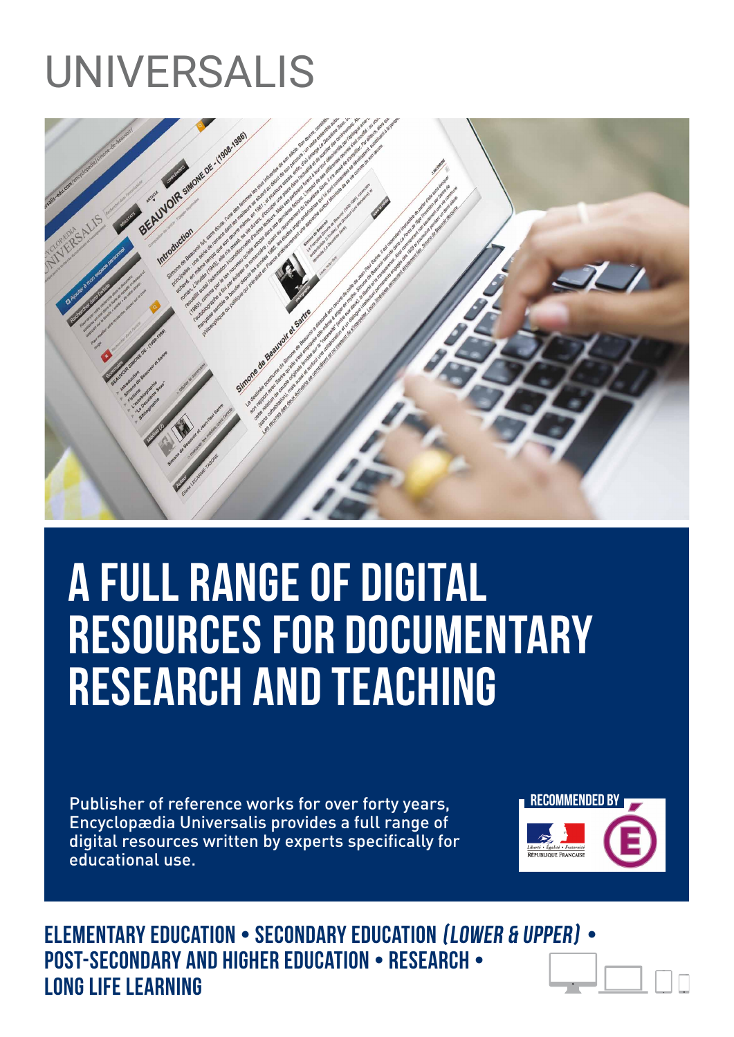# UNIVERSALIS

## A FULL RANGE OF DIGITAL RESOURCES FOR DOCUMENTARY RESEARCH AND TEACHING

Publisher of reference works for over forty years, Encyclopædia Universalis provides a full range of digital resources written by experts specifically for educational use.

RECOMMENDED BY

**ELEMENTARY EDUCATION • SECONDARY EDUCATION *(LOWER & UPPER)* • POST-SECONDARY AND HIGHER EDUCATION • RESEARCH • LONG LIFE LEARNING**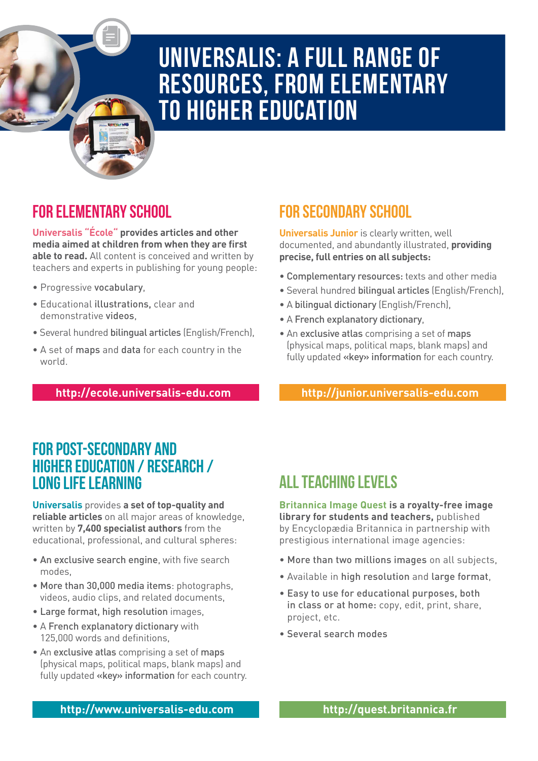# UNIVERSALIS: A FULL RANGE OF RESOURCES, FROM ELEMENTARY TO HIGHER EDUCATION

## FOR ELEMENTARY SCHOOL

**Universalis "École" provides articles and other media aimed at children from when they are first able to read.** All content is conceived and written by teachers and experts in publishing for young people:

- Progressive **vocabulary**,
- Educational **illustrations,** clear and demonstrative **videos**,
- Several hundred **bilingual articles** (English/French),
- A set of **maps** and **data** for each country in the world.

**http://ecole.universalis-edu.com**

## FOR SECONDARY SCHOOL

**Universalis Junior** is clearly written, well documented, and abundantly illustrated, **providing precise, full entries on all subjects:**

- **Complementary resources:** texts and other media
- Several hundred **bilingual articles** (English/French),
- A **bilingual dictionary** (English/French),
- A **French explanatory dictionary**,
- An **exclusive atlas** comprising a set of **maps** (physical maps, political maps, blank maps) and fully updated **«key» information** for each country.

**http://junior.universalis-edu.com**

## FOR POST-SECONDARY AND HIGHER EDUCATION / RESEARCH / LONG LIFE LEARNING

**Universalis** provides **a set of top-quality and reliable articles** on all major areas of knowledge, written by **7,400 specialist authors** from the educational, professional, and cultural spheres:

- **An exclusive search engine**, with five search modes,
- **More than 30,000 media items**: photographs, videos, audio clips, and related documents,
- **Large format, high resolution** images,
- A **French explanatory dictionary** with 125,000 words and definitions,
- An **exclusive atlas** comprising a set of **maps** (physical maps, political maps, blank maps) and fully updated **«key» information** for each country.

**http://www.universalis-edu.com**

## ALL TEACHING LEVELS

**Britannica Image Quest is a royalty-free image library for students and teachers,** published by Encyclopædia Britannica in partnership with prestigious international image agencies:

- **More than two millions images** on all subjects,
- Available in **high resolution** and **large format**,
- **Easy to use for educational purposes, both in class or at home:** copy, edit, print, share, project, etc.
- **Several search modes**

**http://quest.britannica.fr**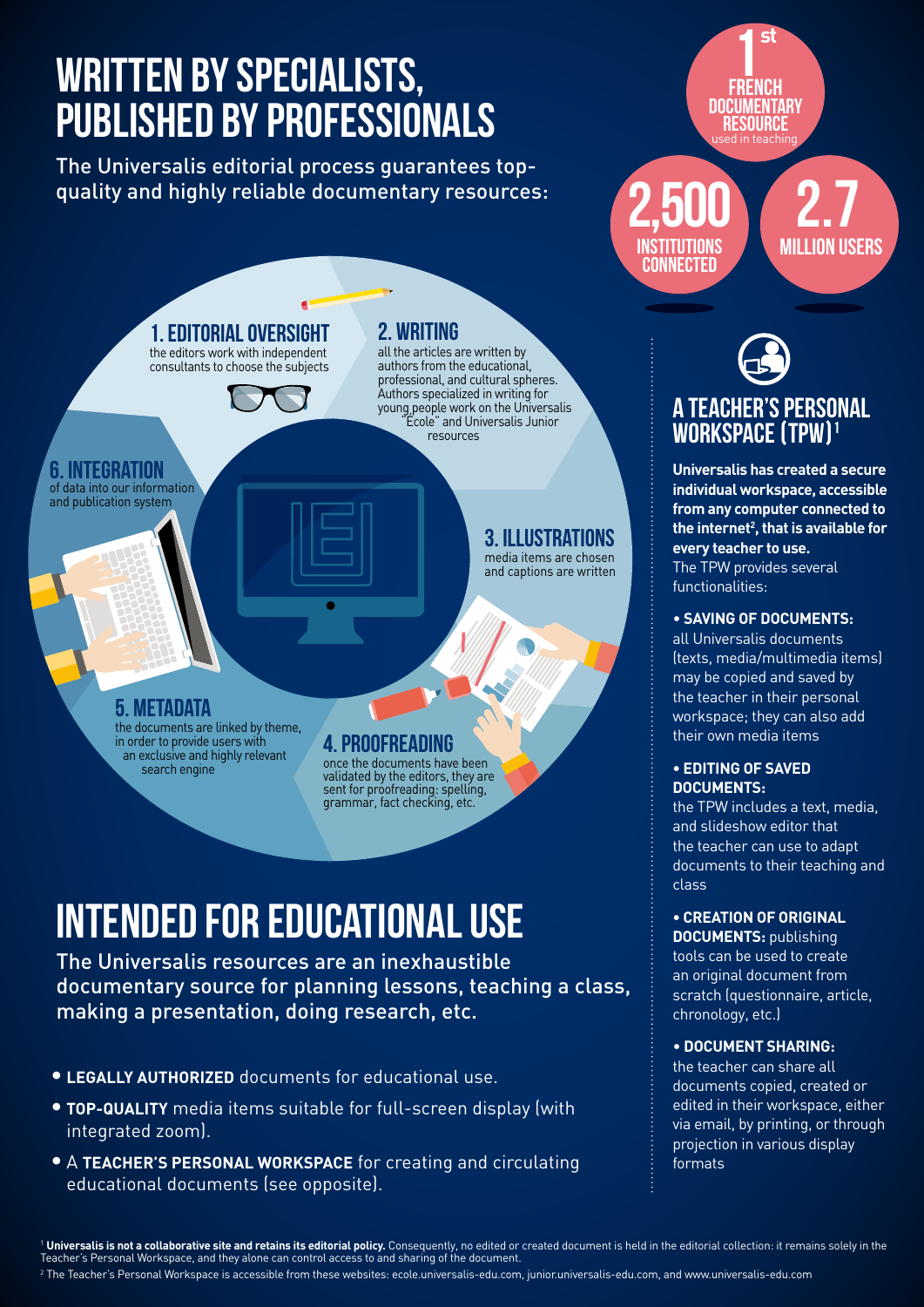# WRITTEN BY SPECIALISTS, PUBLISHED BY PROFESSIONALS

The Universalis editorial process guarantees top-quality and highly reliable documentary resources:

**1st FRENCH DOCUMENTARY RESOURCE** used in teaching

**2,500 INSTITUTIONS CONNECTED**

**2.7 MILLION USERS**

### 1. EDITORIAL OVERSIGHT

the editors work with independent consultants to choose the subjects

### 2. WRITING

all the articles are written by authors from the educational, professional, and cultural spheres. Authors specialized in writing for young people work on the Universalis "École" and Universalis Junior resources

### 3. ILLUSTRATIONS

media items are chosen and captions are written

### 4. PROOFREADING

once the documents have been validated by the editors, they are sent for proofreading: spelling, grammar, fact checking, etc.

### 5. METADATA

the documents are linked by theme, in order to provide users with an exclusive and highly relevant search engine

### 6. INTEGRATION

of data into our information and publication system

# INTENDED FOR EDUCATIONAL USE

The Universalis resources are an inexhaustible documentary source for planning lessons, teaching a class, making a presentation, doing research, etc.

- **LEGALLY AUTHORIZED** documents for educational use.
- **TOP-QUALITY** media items suitable for full-screen display (with integrated zoom).
- A **TEACHER'S PERSONAL WORKSPACE** for creating and circulating educational documents (see opposite).

## A TEACHER'S PERSONAL WORKSPACE (TPW)[1]

**Universalis has created a secure individual workspace, accessible from any computer connected to the internet[2], that is available for every teacher to use.**
The TPW provides several functionalities:

- **SAVING OF DOCUMENTS:** all Universalis documents (texts, media/multimedia items) may be copied and saved by the teacher in their personal workspace; they can also add their own media items
- **EDITING OF SAVED DOCUMENTS:** the TPW includes a text, media, and slideshow editor that the teacher can use to adapt documents to their teaching and class
- **CREATION OF ORIGINAL DOCUMENTS:** publishing tools can be used to create an original document from scratch (questionnaire, article, chronology, etc.)
- **DOCUMENT SHARING:** the teacher can share all documents copied, created or edited in their workspace, either via email, by printing, or through projection in various display formats

[1] **Universalis is not a collaborative site and retains its editorial policy.** Consequently, no edited or created document is held in the editorial collection: it remains solely in the Teacher's Personal Workspace, and they alone can control access to and sharing of the document.

[2] The Teacher's Personal Workspace is accessible from these websites: ecole.universalis-edu.com, junior.universalis-edu.com, and www.universalis-edu.com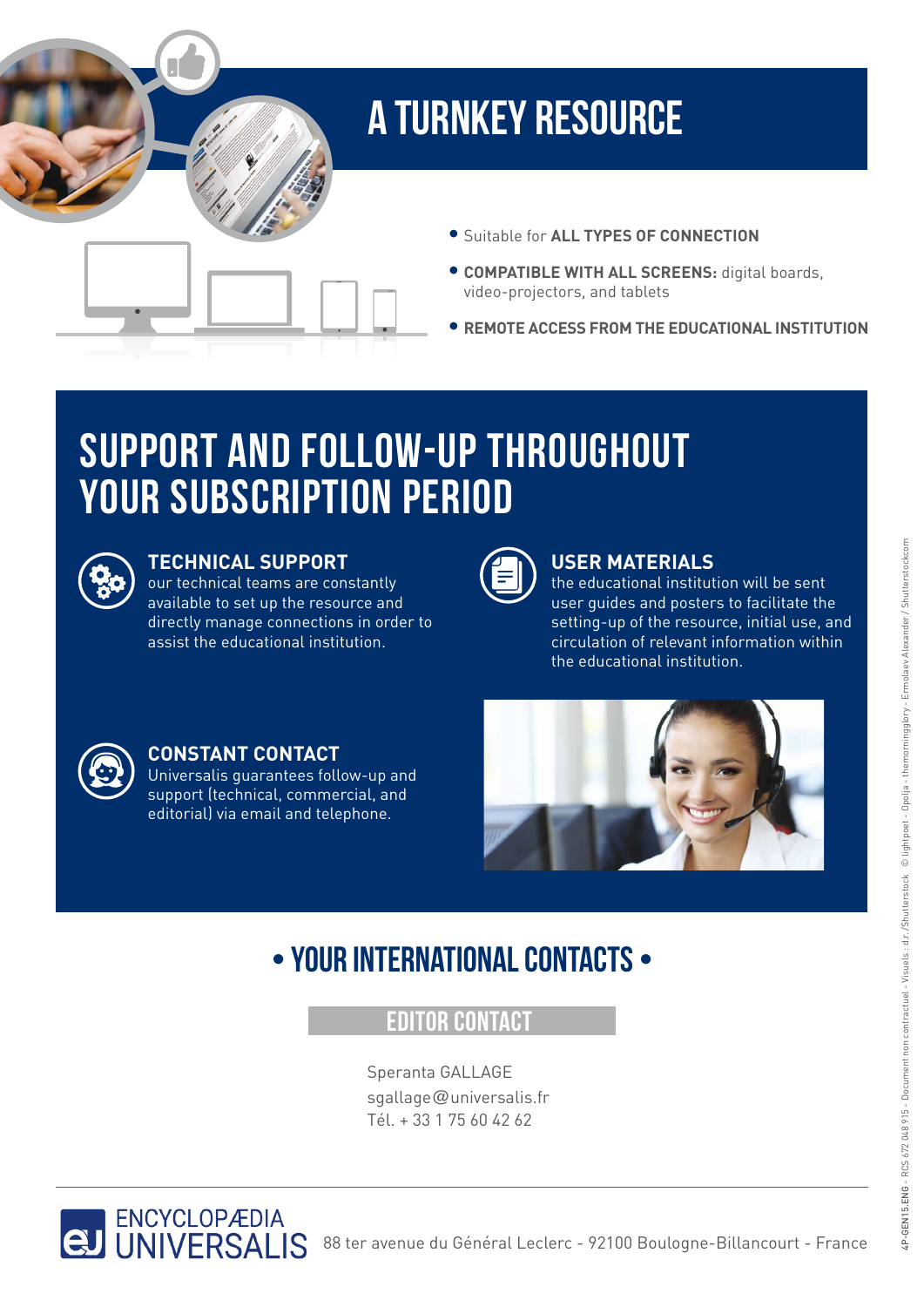# A TURNKEY RESOURCE

- Suitable for **ALL TYPES OF CONNECTION**
- **COMPATIBLE WITH ALL SCREENS:** digital boards, video-projectors, and tablets
- **REMOTE ACCESS FROM THE EDUCATIONAL INSTITUTION**

# SUPPORT AND FOLLOW-UP THROUGHOUT YOUR SUBSCRIPTION PERIOD

### TECHNICAL SUPPORT

our technical teams are constantly available to set up the resource and directly manage connections in order to assist the educational institution.

### USER MATERIALS

the educational institution will be sent user guides and posters to facilitate the setting-up of the resource, initial use, and circulation of relevant information within the educational institution.

### CONSTANT CONTACT

Universalis guarantees follow-up and support (technical, commercial, and editorial) via email and telephone.

## • YOUR INTERNATIONAL CONTACTS •

### EDITOR CONTACT

Speranta GALLAGE
sgallage@universalis.fr
Tél. + 33 1 75 60 42 62

ENCYCLOPÆDIA UNIVERSALIS 88 ter avenue du Général Leclerc - 92100 Boulogne-Billancourt - France

4P-GEN15.ENG - RCS 672 048 915 - Document non contractuel - Visuels : d.r./Shutterstock © lightpoet - Opolja - themorningglory - Ermolaev Alexander / Shutterstock.com